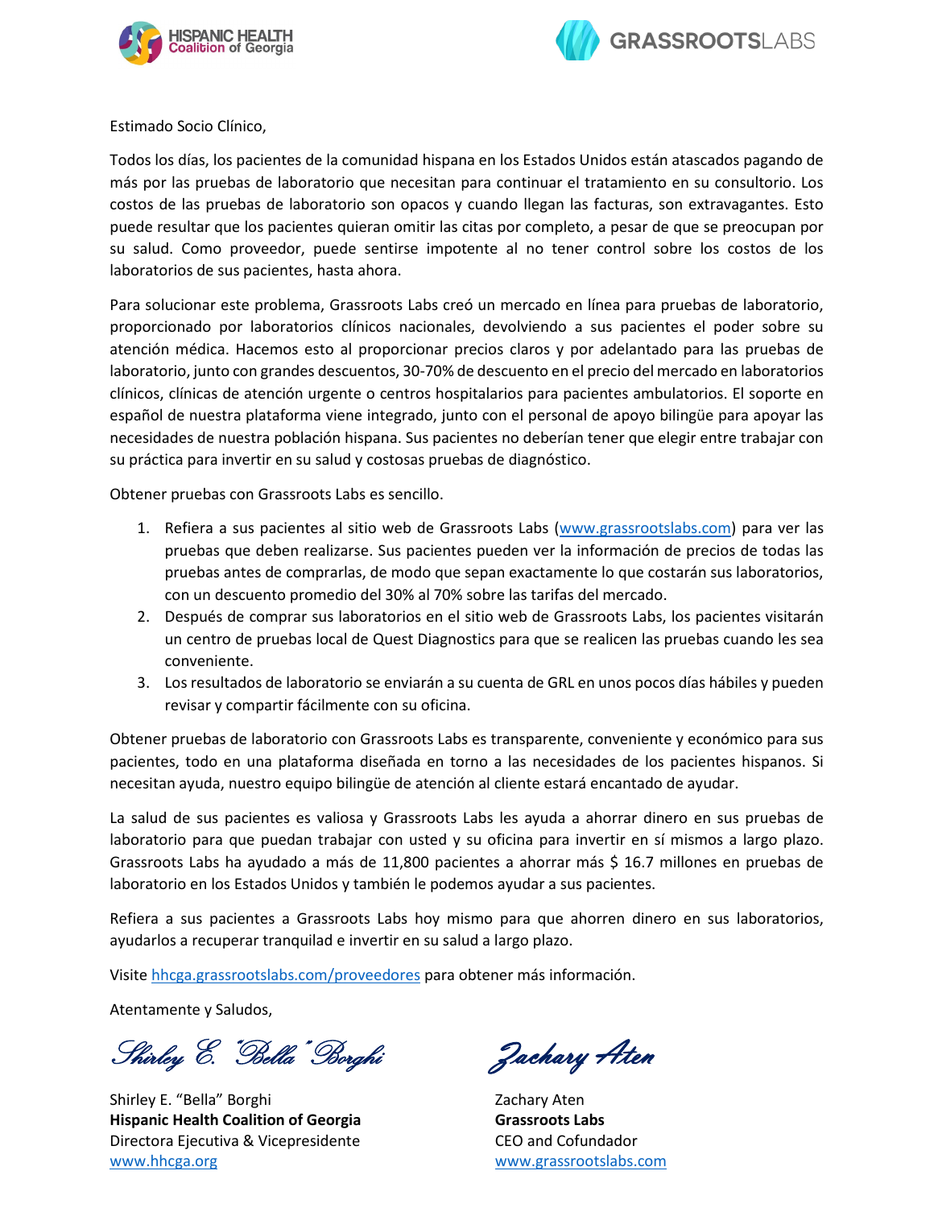Estimado Socio Clínico,

Todos los días, los pacientes de la comunidad hispana en los Estados Unidos están atascados pagando de más por las pruebas de laboratorio que necesitan para continuar el tratamiento en su consultorio. Los costos de las pruebas de laboratorio son opacos y cuando llegan las facturas, son extravagantes. Esto puede resultar que los pacientes quieran omitir las citas por completo, a pesar de que se preocupan por su salud. Como proveedor, puede sentirse impotente al no tener control sobre los costos de los laboratorios de sus pacientes, hasta ahora.

Para solucionar este problema, Grassroots Labs creó un mercado en línea para pruebas de laboratorio, proporcionado por laboratorios clínicos nacionales, devolviendo a sus pacientes el poder sobre su atención médica. Hacemos esto al proporcionar precios claros y por adelantado para las pruebas de laboratorio, junto con grandes descuentos, 30-70% de descuento en el precio del mercado en laboratorios clínicos, clínicas de atención urgente o centros hospitalarios para pacientes ambulatorios. El soporte en español de nuestra plataforma viene integrado, junto con el personal de apoyo bilingüe para apoyar las necesidades de nuestra población hispana. Sus pacientes no deberían tener que elegir entre trabajar con su práctica para invertir en su salud y costosas pruebas de diagnóstico.

Obtener pruebas con Grassroots Labs es sencillo.

1. Refiera a sus pacientes al sitio web de Grassroots Labs (www.grassrootslabs.com) para ver las pruebas que deben realizarse. Sus pacientes pueden ver la información de precios de todas las pruebas antes de comprarlas, de modo que sepan exactamente lo que costarán sus laboratorios, con un descuento promedio del 30% al 70% sobre las tarifas del mercado.
2. Después de comprar sus laboratorios en el sitio web de Grassroots Labs, los pacientes visitarán un centro de pruebas local de Quest Diagnostics para que se realicen las pruebas cuando les sea conveniente.
3. Los resultados de laboratorio se enviarán a su cuenta de GRL en unos pocos días hábiles y pueden revisar y compartir fácilmente con su oficina.

Obtener pruebas de laboratorio con Grassroots Labs es transparente, conveniente y económico para sus pacientes, todo en una plataforma diseñada en torno a las necesidades de los pacientes hispanos. Si necesitan ayuda, nuestro equipo bilingüe de atención al cliente estará encantado de ayudar.

La salud de sus pacientes es valiosa y Grassroots Labs les ayuda a ahorrar dinero en sus pruebas de laboratorio para que puedan trabajar con usted y su oficina para invertir en sí mismos a largo plazo. Grassroots Labs ha ayudado a más de 11,800 pacientes a ahorrar más $ 16.7 millones en pruebas de laboratorio en los Estados Unidos y también le podemos ayudar a sus pacientes.

Refiera a sus pacientes a Grassroots Labs hoy mismo para que ahorren dinero en sus laboratorios, ayudarlos a recuperar tranquilad e invertir en su salud a largo plazo.

Visite hhcga.grassrootslabs.com/proveedores para obtener más información.

Atentamente y Saludos,

*Shirley E. "Bella" Borghi*

Shirley E. "Bella" Borghi
**Hispanic Health Coalition of Georgia**
Directora Ejecutiva & Vicepresidente
www.hhcga.org

*Zachary Aten*

Zachary Aten
**Grassroots Labs**
CEO and Cofundador
www.grassrootslabs.com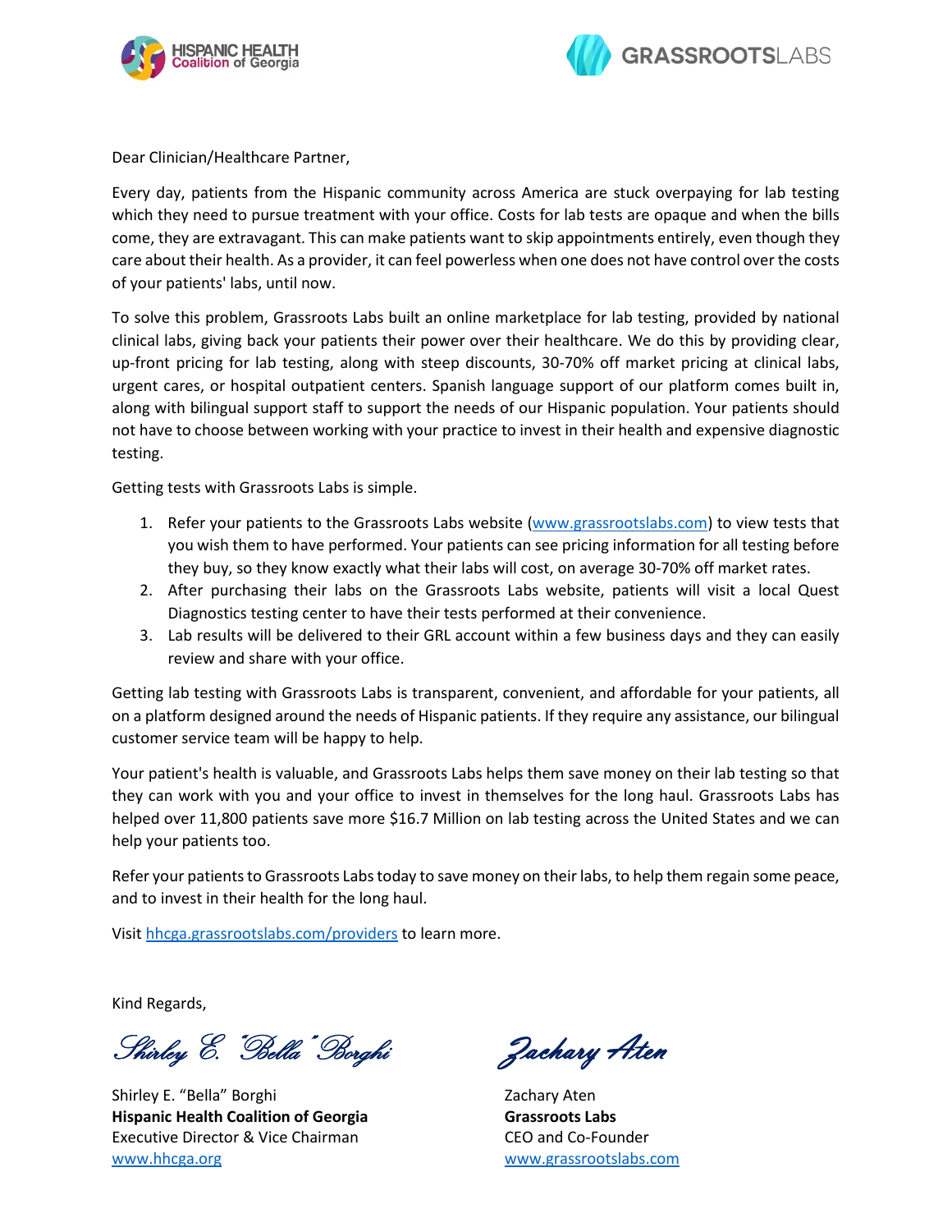HISPANIC HEALTH Coalition of Georgia

GRASSROOTSLABS

Dear Clinician/Healthcare Partner,

Every day, patients from the Hispanic community across America are stuck overpaying for lab testing which they need to pursue treatment with your office. Costs for lab tests are opaque and when the bills come, they are extravagant. This can make patients want to skip appointments entirely, even though they care about their health. As a provider, it can feel powerless when one does not have control over the costs of your patients' labs, until now.

To solve this problem, Grassroots Labs built an online marketplace for lab testing, provided by national clinical labs, giving back your patients their power over their healthcare. We do this by providing clear, up-front pricing for lab testing, along with steep discounts, 30-70% off market pricing at clinical labs, urgent cares, or hospital outpatient centers. Spanish language support of our platform comes built in, along with bilingual support staff to support the needs of our Hispanic population. Your patients should not have to choose between working with your practice to invest in their health and expensive diagnostic testing.

Getting tests with Grassroots Labs is simple.

1. Refer your patients to the Grassroots Labs website (www.grassrootslabs.com) to view tests that you wish them to have performed. Your patients can see pricing information for all testing before they buy, so they know exactly what their labs will cost, on average 30-70% off market rates.
2. After purchasing their labs on the Grassroots Labs website, patients will visit a local Quest Diagnostics testing center to have their tests performed at their convenience.
3. Lab results will be delivered to their GRL account within a few business days and they can easily review and share with your office.

Getting lab testing with Grassroots Labs is transparent, convenient, and affordable for your patients, all on a platform designed around the needs of Hispanic patients. If they require any assistance, our bilingual customer service team will be happy to help.

Your patient's health is valuable, and Grassroots Labs helps them save money on their lab testing so that they can work with you and your office to invest in themselves for the long haul. Grassroots Labs has helped over 11,800 patients save more $16.7 Million on lab testing across the United States and we can help your patients too.

Refer your patients to Grassroots Labs today to save money on their labs, to help them regain some peace, and to invest in their health for the long haul.

Visit hhcga.grassrootslabs.com/providers to learn more.

Kind Regards,

*Shirley E. "Bella" Borghi*

Shirley E. "Bella" Borghi
**Hispanic Health Coalition of Georgia**
Executive Director & Vice Chairman
www.hhcga.org

*Zachary Aten*

Zachary Aten
**Grassroots Labs**
CEO and Co-Founder
www.grassrootslabs.com